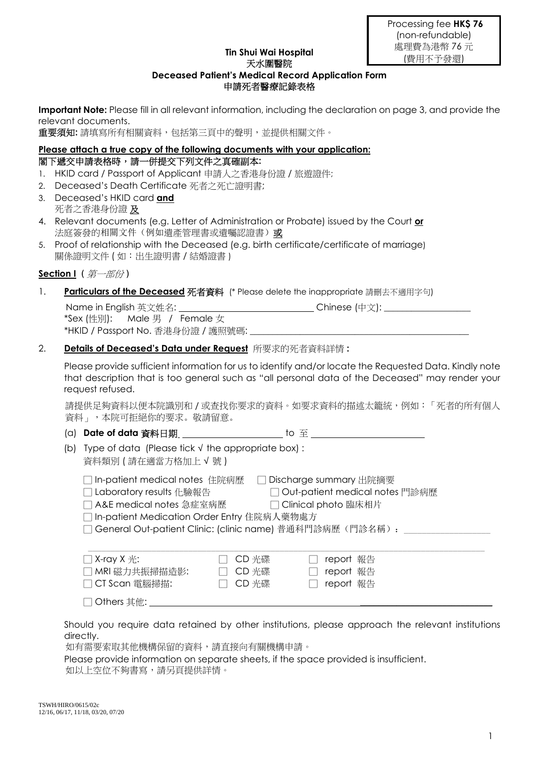Processing fee **HK$ 76**
(non-refundable)
處理費為港幣 76 元
(費用不予發還)

**Tin Shui Wai Hospital**
**天水圍醫院**
**Deceased Patient's Medical Record Application Form**
**申請死者醫療記錄表格**

**Important Note:** Please fill in all relevant information, including the declaration on page 3, and provide the relevant documents.
**重要須知:** 請填寫所有相關資料，包括第三頁中的聲明，並提供相關文件。

**Please attach a true copy of the following documents with your application:**
**閣下遞交申請表格時，請一併提交下列文件之真確副本:**

1. HKID card / Passport of Applicant 申請人之香港身份證 / 旅遊證件;
2. Deceased's Death Certificate 死者之死亡證明書;
3. Deceased's HKID card **and**
   死者之香港身份證 **及**
4. Relevant documents (e.g. Letter of Administration or Probate) issued by the Court **or**
   法庭簽發的相關文件（例如遺產管理書或遺囑認證書）**或**
5. Proof of relationship with the Deceased (e.g. birth certificate/certificate of marriage)
   關係證明文件 ( 如：出生證明書 / 結婚證書 )

**Section I** ( *第一部份* )

1. **Particulars of the Deceased 死者資料** (* Please delete the inappropriate 請刪去不適用字句)

   Name in English 英文姓名: ____________________ Chinese (中文): ______________
   *Sex (性別): Male 男 / Female 女
   *HKID / Passport No. 香港身份證 / 護照號碼: ______________________________

2. **Details of Deceased's Data under Request** 所要求的死者資料詳情 **:**

   Please provide sufficient information for us to identify and/or locate the Requested Data. Kindly note that description that is too general such as "all personal data of the Deceased" may render your request refused.

   請提供足夠資料以便本院識別和 / 或查找你要求的資料。如要求資料的描述太籠統，例如：「死者的所有個人資料」，本院可拒絕你的要求。敬請留意。

   (a) **Date of data 資料日期** ________________ to 至 ________________

   (b) Type of data (Please tick √ the appropriate box) :
   資料類別 ( 請在適當方格加上 √ 號 )

   ☐ In-patient medical notes 住院病歷 ☐ Discharge summary 出院摘要
   ☐ Laboratory results 化驗報告 ☐ Out-patient medical notes 門診病歷
   ☐ A&E medical notes 急症室病歷 ☐ Clinical photo 臨床相片
   ☐ In-patient Medication Order Entry 住院病人藥物處方
   ☐ General Out-patient Clinic: (clinic name) 普通科門診病歷（門診名稱）: ______________

   ________________________________________________________________

   ☐ X-ray X 光: ☐ CD 光碟 ☐ report 報告
   ☐ MRI 磁力共振掃描造影: ☐ CD 光碟 ☐ report 報告
   ☐ CT Scan 電腦掃描: ☐ CD 光碟 ☐ report 報告

   ☐ Others 其他: ________________________________________________

   Should you require data retained by other institutions, please approach the relevant institutions directly.
   如有需要索取其他機構保留的資料，請直接向有關機構申請。
   Please provide information on separate sheets, if the space provided is insufficient.
   如以上空位不夠書寫，請另頁提供詳情。

TSWH/HIRO/0615/02c
12/16, 06/17, 11/18, 03/20, 07/20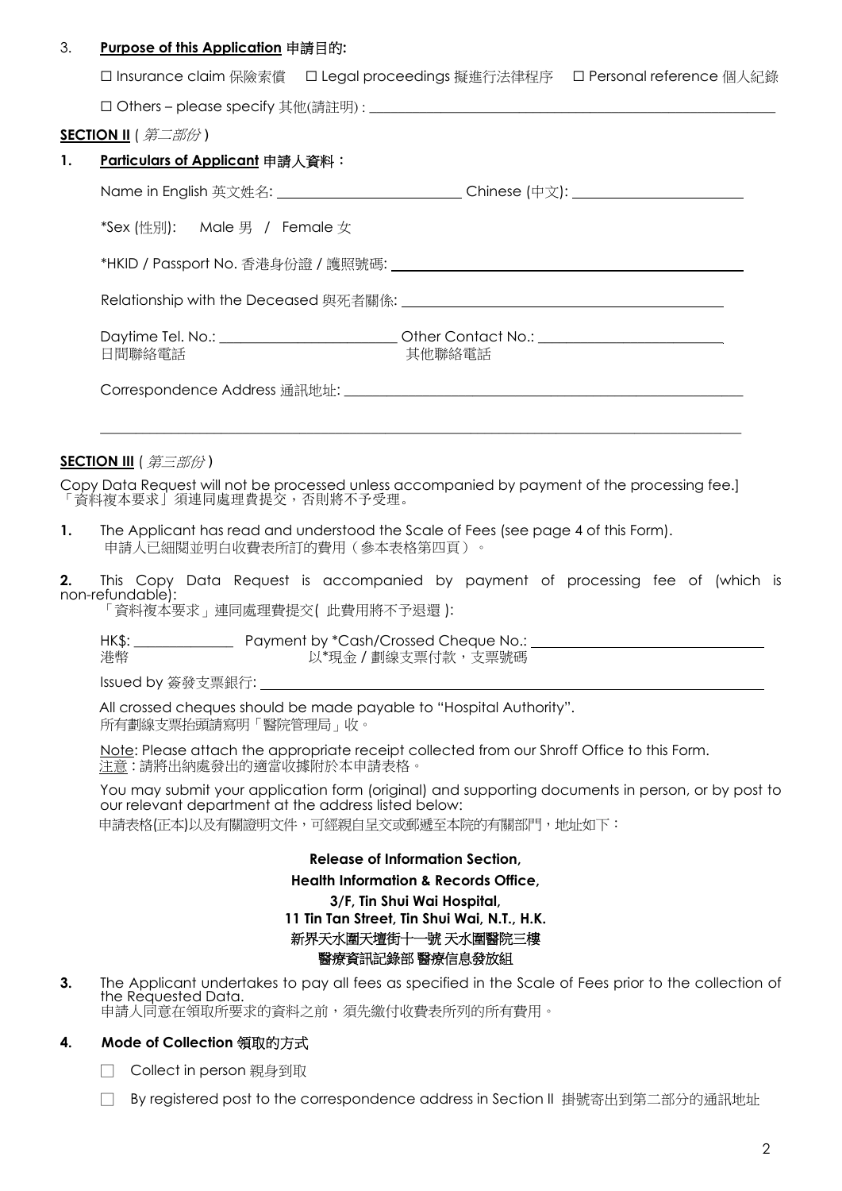3. **Purpose of this Application 申請目的:**

☐ Insurance claim 保險索償 ☐ Legal proceedings 擬進行法律程序 ☐ Personal reference 個人紀錄

☐ Others – please specify 其他(請註明) : ____________________________________________

**SECTION II** ( *第二部份* )

**1. Particulars of Applicant 申請人資料：**

Name in English 英文姓名: ______________________ Chinese (中文): ____________________

*Sex (性別): Male 男 / Female 女

*HKID / Passport No. 香港身份證 / 護照號碼: ________________________________________

Relationship with the Deceased 與死者關係: ____________________________________

Daytime Tel. No.: ______________________ Other Contact No.: ______________________
日間聯絡電話 其他聯絡電話

Correspondence Address 通訊地址: ____________________________________________

__________________________________________________________________________

**SECTION III** ( *第三部份* )

Copy Data Request will not be processed unless accompanied by payment of the processing fee.]
「資料複本要求」須連同處理費提交，否則將不予受理。

**1.** The Applicant has read and understood the Scale of Fees (see page 4 of this Form).
申請人已細閱並明白收費表所訂的費用（參本表格第四頁）。

**2.** This Copy Data Request is accompanied by payment of processing fee of (which is non-refundable):
「資料複本要求」連同處理費提交( 此費用將不予退還 ):

HK$: ____________ Payment by *Cash/Crossed Cheque No.: ____________________________
港幣 以*現金 / 劃線支票付款，支票號碼

Issued by 簽發支票銀行: ________________________________________________________

All crossed cheques should be made payable to "Hospital Authority".
所有劃線支票抬頭請寫明「醫院管理局」收。

<u>Note</u>: Please attach the appropriate receipt collected from our Shroff Office to this Form.
<u>注意</u>：請將出納處發出的適當收據附於本申請表格。

You may submit your application form (original) and supporting documents in person, or by post to our relevant department at the address listed below:
申請表格(正本)以及有關證明文件，可經親自呈交或郵遞至本院的有關部門，地址如下：

**Release of Information Section,**
**Health Information & Records Office,**
**3/F, Tin Shui Wai Hospital,**
**11 Tin Tan Street, Tin Shui Wai, N.T., H.K.**
**新界天水圍天壇街十一號 天水圍醫院三樓**
**醫療資訊記錄部 醫療信息發放組**

**3.** The Applicant undertakes to pay all fees as specified in the Scale of Fees prior to the collection of the Requested Data.
申請人同意在領取所要求的資料之前，須先繳付收費表所列的所有費用。

**4. Mode of Collection 領取的方式**

☐ Collect in person 親身到取

☐ By registered post to the correspondence address in Section II 掛號寄出到第二部分的通訊地址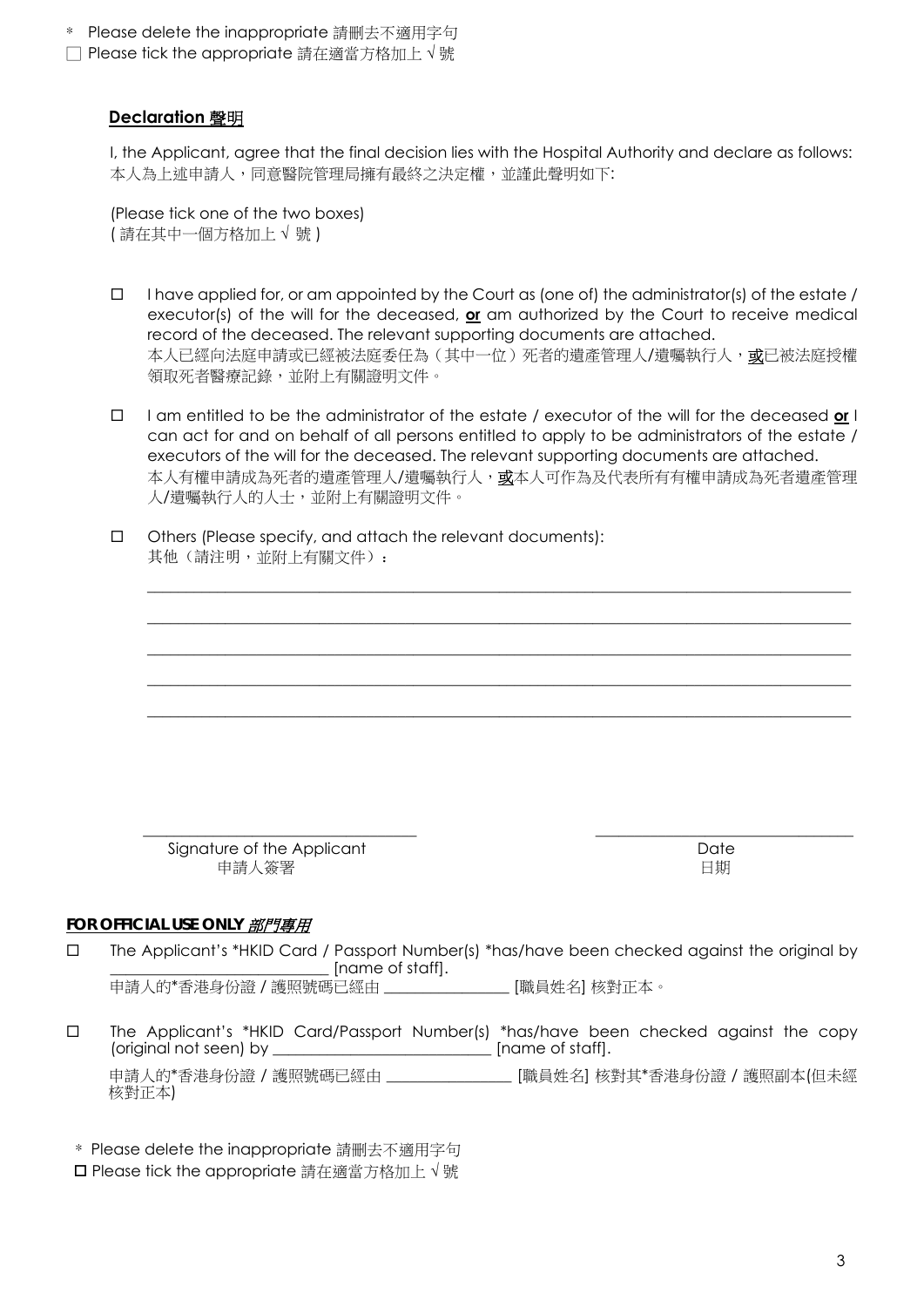\* Please delete the inappropriate 請刪去不適用字句

□ Please tick the appropriate 請在適當方格加上 √ 號

## **Declaration 聲明**

I, the Applicant, agree that the final decision lies with the Hospital Authority and declare as follows:
本人為上述申請人，同意醫院管理局擁有最終之決定權，並謹此聲明如下:

(Please tick one of the two boxes)
( 請在其中一個方格加上 √ 號 )

- □ I have applied for, or am appointed by the Court as (one of) the administrator(s) of the estate / executor(s) of the will for the deceased, **<u>or</u>** am authorized by the Court to receive medical record of the deceased. The relevant supporting documents are attached.
  本人已經向法庭申請或已經被法庭委任為（其中一位）死者的遺產管理人/遺囑執行人，**<u>或</u>**已被法庭授權領取死者醫療記錄，並附上有關證明文件。

- □ I am entitled to be the administrator of the estate / executor of the will for the deceased **<u>or</u>** I can act for and on behalf of all persons entitled to apply to be administrators of the estate / executors of the will for the deceased. The relevant supporting documents are attached.
  本人有權申請成為死者的遺產管理人/遺囑執行人，**<u>或</u>**本人可作為及代表所有有權申請成為死者遺產管理人/遺囑執行人的人士，並附上有關證明文件。

- □ Others (Please specify, and attach the relevant documents):
  其他（請注明，並附上有關文件）：

  ______________________________________________________________________

  ______________________________________________________________________

  ______________________________________________________________________

  ______________________________________________________________________

  ______________________________________________________________________

______________________________ ______________________________
Signature of the Applicant Date
申請人簽署 日期

**FOR OFFICIAL USE ONLY** ***<u>部門專用</u>***

□ The Applicant's \*HKID Card / Passport Number(s) \*has/have been checked against the original by ______________________ [name of staff].
申請人的\*香港身份證 / 護照號碼已經由 ______________ [職員姓名] 核對正本。

□ The Applicant's \*HKID Card/Passport Number(s) \*has/have been checked against the copy (original not seen) by ______________________ [name of staff].
申請人的\*香港身份證 / 護照號碼已經由 ______________ [職員姓名] 核對其\*香港身份證 / 護照副本(但未經核對正本)

\* Please delete the inappropriate 請刪去不適用字句

□ Please tick the appropriate 請在適當方格加上 √ 號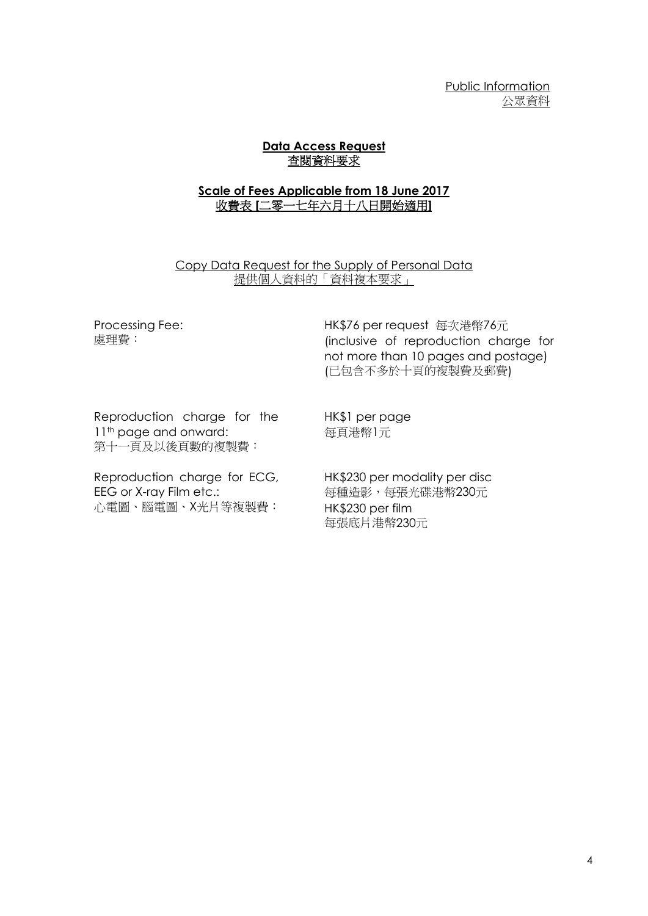Public Information
公眾資料

## **Data Access Request**
## **查閱資料要求**

### **Scale of Fees Applicable from 18 June 2017**
### **收費表 [二零一七年六月十八日開始適用]**

Copy Data Request for the Supply of Personal Data
提供個人資料的「資料複本要求」

| | |
|---|---|
| Processing Fee:<br>處理費： | HK$76 per request 每次港幣76元<br>(inclusive of reproduction charge for not more than 10 pages and postage)<br>(已包含不多於十頁的複製費及郵費) |
| Reproduction charge for the 11th page and onward:<br>第十一頁及以後頁數的複製費： | HK$1 per page<br>每頁港幣1元 |
| Reproduction charge for ECG, EEG or X-ray Film etc.:<br>心電圖、腦電圖、X光片等複製費： | HK$230 per modality per disc<br>每種造影，每張光碟港幣230元<br>HK$230 per film<br>每張底片港幣230元 |